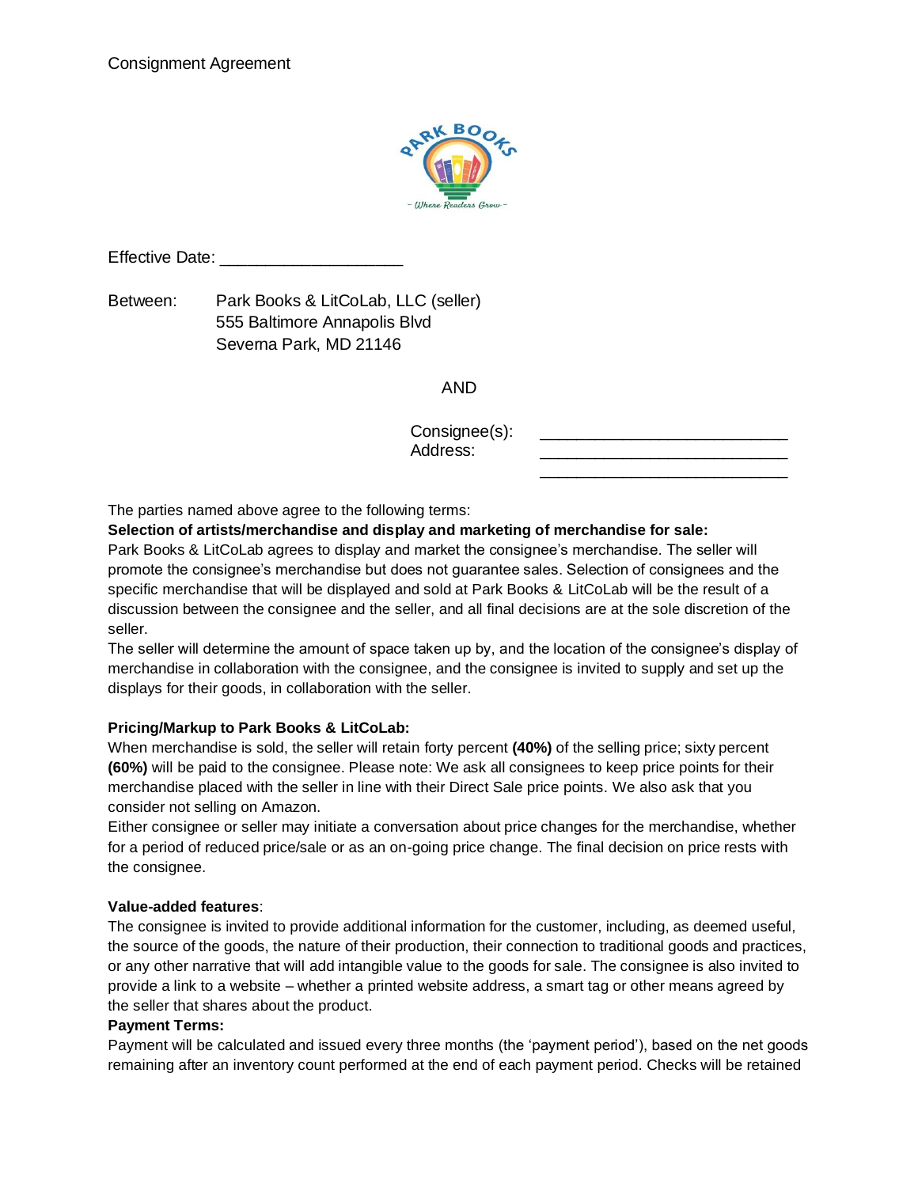Consignment Agreement

Effective Date: ____________________

Between: Park Books & LitCoLab, LLC (seller)
555 Baltimore Annapolis Blvd
Severna Park, MD 21146

AND

Consignee(s): ___________________________
Address: ___________________________
___________________________

The parties named above agree to the following terms:

**Selection of artists/merchandise and display and marketing of merchandise for sale:**

Park Books & LitCoLab agrees to display and market the consignee's merchandise. The seller will promote the consignee's merchandise but does not guarantee sales. Selection of consignees and the specific merchandise that will be displayed and sold at Park Books & LitCoLab will be the result of a discussion between the consignee and the seller, and all final decisions are at the sole discretion of the seller.

The seller will determine the amount of space taken up by, and the location of the consignee's display of merchandise in collaboration with the consignee, and the consignee is invited to supply and set up the displays for their goods, in collaboration with the seller.

**Pricing/Markup to Park Books & LitCoLab:**

When merchandise is sold, the seller will retain forty percent **(40%)** of the selling price; sixty percent **(60%)** will be paid to the consignee. Please note: We ask all consignees to keep price points for their merchandise placed with the seller in line with their Direct Sale price points. We also ask that you consider not selling on Amazon.

Either consignee or seller may initiate a conversation about price changes for the merchandise, whether for a period of reduced price/sale or as an on-going price change. The final decision on price rests with the consignee.

**Value-added features**:

The consignee is invited to provide additional information for the customer, including, as deemed useful, the source of the goods, the nature of their production, their connection to traditional goods and practices, or any other narrative that will add intangible value to the goods for sale. The consignee is also invited to provide a link to a website – whether a printed website address, a smart tag or other means agreed by the seller that shares about the product.

**Payment Terms:**

Payment will be calculated and issued every three months (the 'payment period'), based on the net goods remaining after an inventory count performed at the end of each payment period. Checks will be retained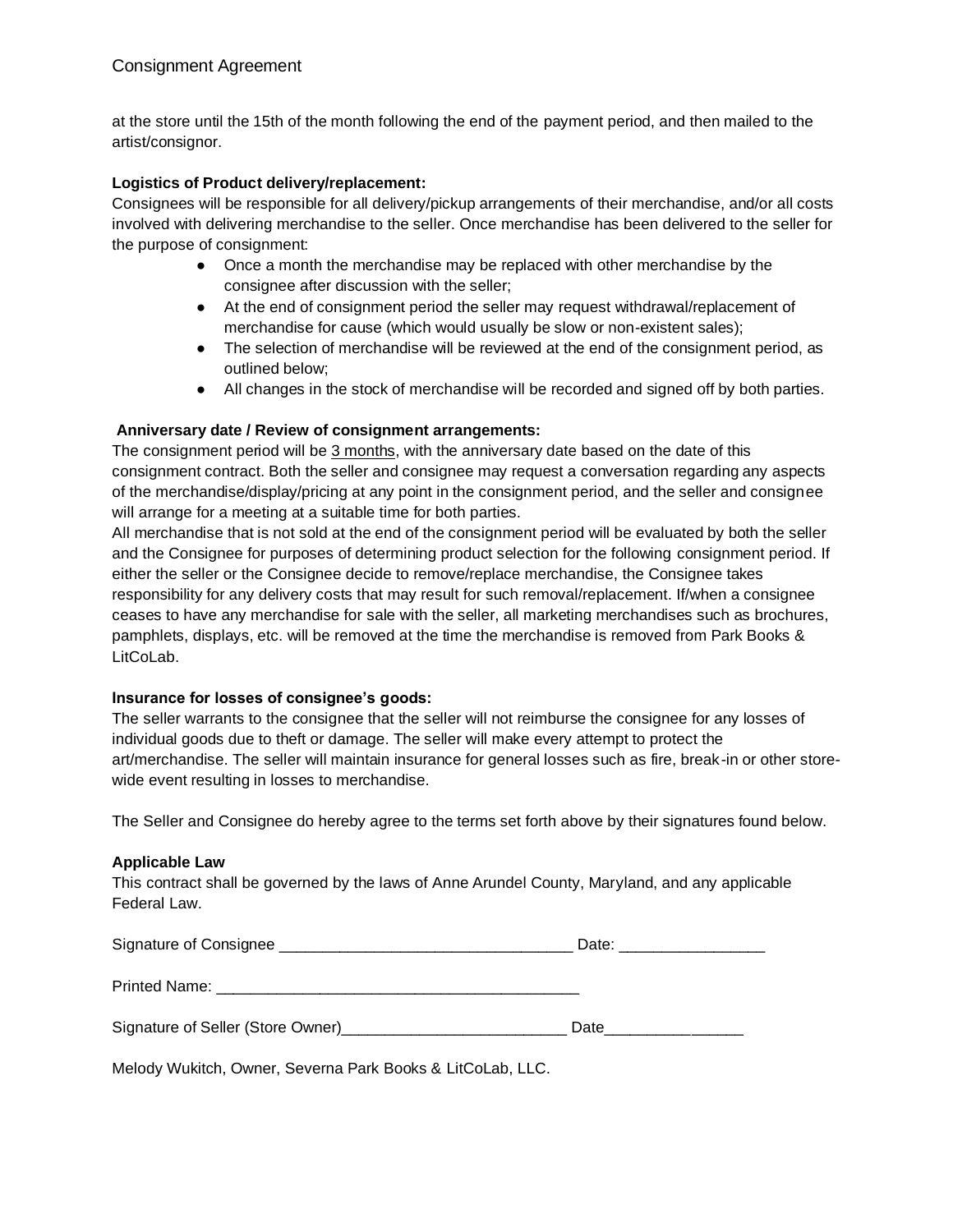at the store until the 15th of the month following the end of the payment period, and then mailed to the artist/consignor.

**Logistics of Product delivery/replacement:**
Consignees will be responsible for all delivery/pickup arrangements of their merchandise, and/or all costs involved with delivering merchandise to the seller. Once merchandise has been delivered to the seller for the purpose of consignment:

- Once a month the merchandise may be replaced with other merchandise by the consignee after discussion with the seller;
- At the end of consignment period the seller may request withdrawal/replacement of merchandise for cause (which would usually be slow or non-existent sales);
- The selection of merchandise will be reviewed at the end of the consignment period, as outlined below;
- All changes in the stock of merchandise will be recorded and signed off by both parties.

**Anniversary date / Review of consignment arrangements:**
The consignment period will be <u>3 months</u>, with the anniversary date based on the date of this consignment contract. Both the seller and consignee may request a conversation regarding any aspects of the merchandise/display/pricing at any point in the consignment period, and the seller and consignee will arrange for a meeting at a suitable time for both parties.
All merchandise that is not sold at the end of the consignment period will be evaluated by both the seller and the Consignee for purposes of determining product selection for the following consignment period. If either the seller or the Consignee decide to remove/replace merchandise, the Consignee takes responsibility for any delivery costs that may result for such removal/replacement. If/when a consignee ceases to have any merchandise for sale with the seller, all marketing merchandises such as brochures, pamphlets, displays, etc. will be removed at the time the merchandise is removed from Park Books & LitCoLab.

**Insurance for losses of consignee's goods:**
The seller warrants to the consignee that the seller will not reimburse the consignee for any losses of individual goods due to theft or damage. The seller will make every attempt to protect the art/merchandise. The seller will maintain insurance for general losses such as fire, break-in or other store-wide event resulting in losses to merchandise.

The Seller and Consignee do hereby agree to the terms set forth above by their signatures found below.

**Applicable Law**
This contract shall be governed by the laws of Anne Arundel County, Maryland, and any applicable Federal Law.

Signature of Consignee _________________________________ Date: ________________

Printed Name: __________________________________________

Signature of Seller (Store Owner)_________________________ Date________________

Melody Wukitch, Owner, Severna Park Books & LitCoLab, LLC.